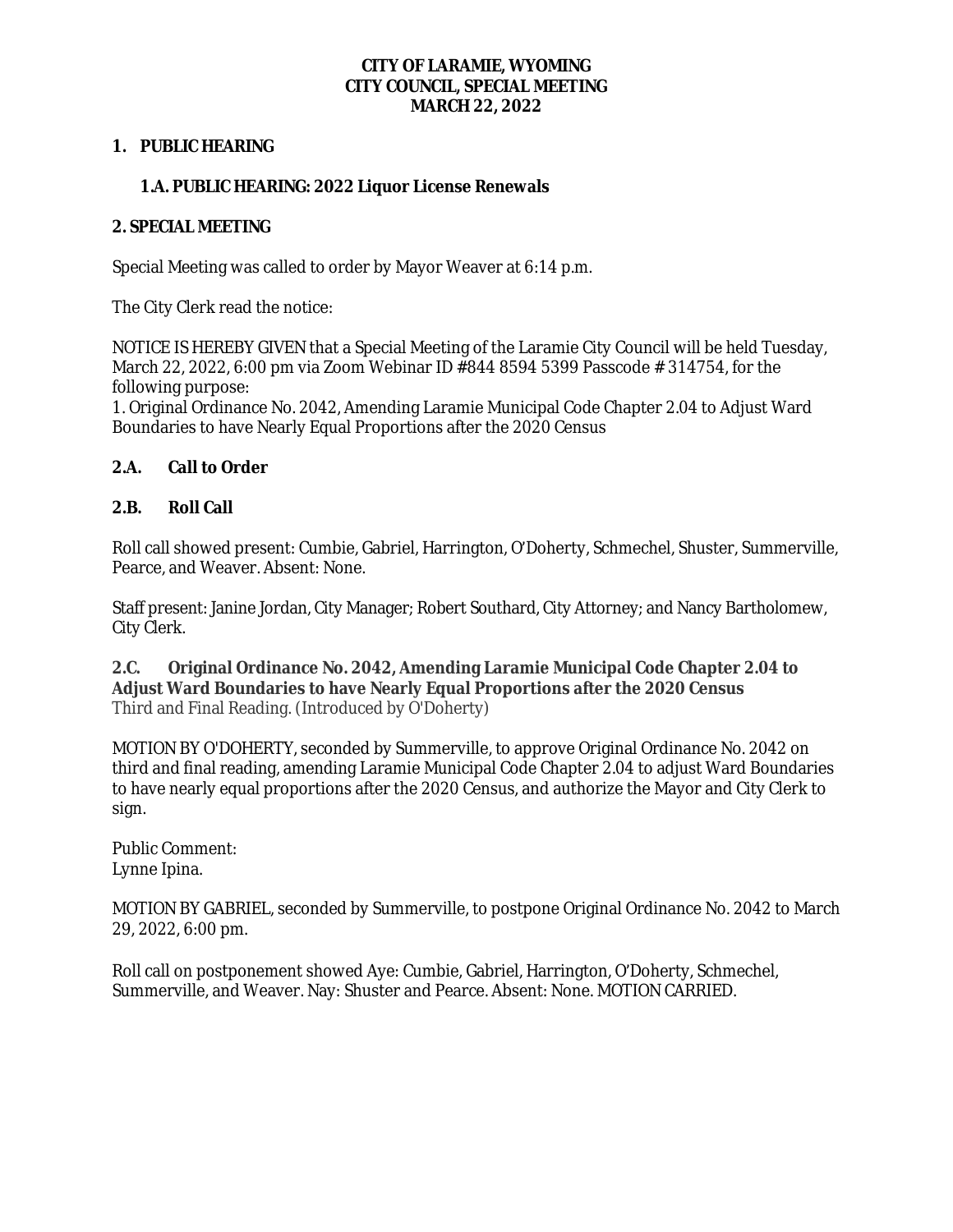# CITY OF LARAMIE, WYOMING
## CITY COUNCIL, SPECIAL MEETING
## MARCH 22, 2022

### 1. PUBLIC HEARING

#### 1.A. PUBLIC HEARING: 2022 Liquor License Renewals

### 2. SPECIAL MEETING

Special Meeting was called to order by Mayor Weaver at 6:14 p.m.

The City Clerk read the notice:

NOTICE IS HEREBY GIVEN that a Special Meeting of the Laramie City Council will be held Tuesday, March 22, 2022, 6:00 pm via Zoom Webinar ID #844 8594 5399 Passcode # 314754, for the following purpose:
1. Original Ordinance No. 2042, Amending Laramie Municipal Code Chapter 2.04 to Adjust Ward Boundaries to have Nearly Equal Proportions after the 2020 Census

#### 2.A. Call to Order

#### 2.B. Roll Call

Roll call showed present: Cumbie, Gabriel, Harrington, O'Doherty, Schmechel, Shuster, Summerville, Pearce, and Weaver. Absent: None.

Staff present: Janine Jordan, City Manager; Robert Southard, City Attorney; and Nancy Bartholomew, City Clerk.

#### 2.C. Original Ordinance No. 2042, Amending Laramie Municipal Code Chapter 2.04 to Adjust Ward Boundaries to have Nearly Equal Proportions after the 2020 Census

Third and Final Reading. (Introduced by O'Doherty)

MOTION BY O'DOHERTY, seconded by Summerville, to approve Original Ordinance No. 2042 on third and final reading, amending Laramie Municipal Code Chapter 2.04 to adjust Ward Boundaries to have nearly equal proportions after the 2020 Census, and authorize the Mayor and City Clerk to sign.

Public Comment:
Lynne Ipina.

MOTION BY GABRIEL, seconded by Summerville, to postpone Original Ordinance No. 2042 to March 29, 2022, 6:00 pm.

Roll call on postponement showed Aye: Cumbie, Gabriel, Harrington, O'Doherty, Schmechel, Summerville, and Weaver. Nay: Shuster and Pearce. Absent: None. MOTION CARRIED.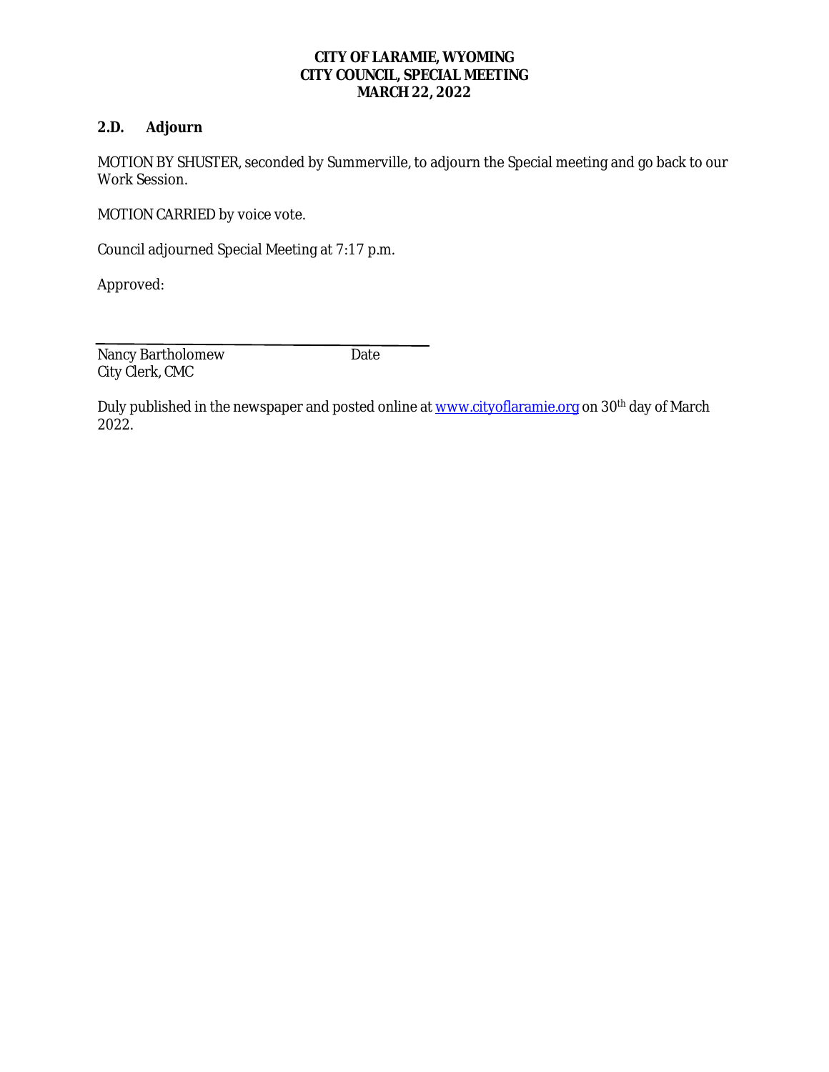**CITY OF LARAMIE, WYOMING**
**CITY COUNCIL, SPECIAL MEETING**
**MARCH 22, 2022**

## 2.D. Adjourn

MOTION BY SHUSTER, seconded by Summerville, to adjourn the Special meeting and go back to our Work Session.

MOTION CARRIED by voice vote.

Council adjourned Special Meeting at 7:17 p.m.

Approved:

\_\_\_\_\_\_\_\_\_\_\_\_\_\_\_\_\_\_\_\_\_\_\_\_\_\_\_\_\_\_\_\_\_\_\_\_\_\_\_\_
Nancy Bartholomew Date
City Clerk, CMC

Duly published in the newspaper and posted online at www.cityoflaramie.org on 30th day of March 2022.